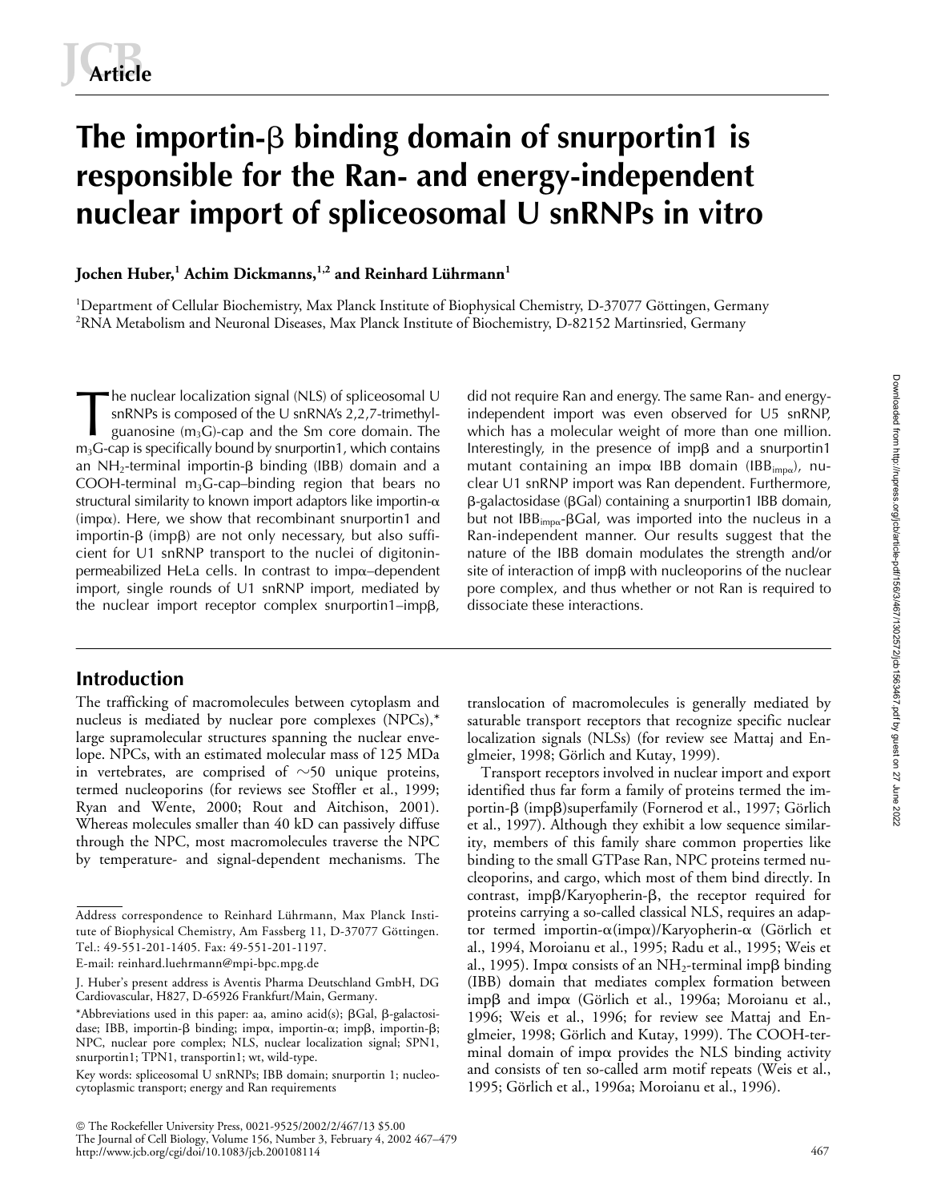# The importin-β binding domain of snurportin1 is responsible for the Ran- and energy-independent nuclear import of spliceosomal U snRNPs in vitro

**Jochen Huber,[1] Achim Dickmanns,[1,2] and Reinhard Lührmann[1]**

[1]Department of Cellular Biochemistry, Max Planck Institute of Biophysical Chemistry, D-37077 Göttingen, Germany
[2]RNA Metabolism and Neuronal Diseases, Max Planck Institute of Biochemistry, D-82152 Martinsried, Germany

The nuclear localization signal (NLS) of spliceosomal U snRNPs is composed of the U snRNA's 2,2,7-trimethylguanosine ($m_3G$)-cap and the Sm core domain. The $m_3G$-cap is specifically bound by snurportin1, which contains an $NH_2$-terminal importin-β binding (IBB) domain and a COOH-terminal $m_3G$-cap–binding region that bears no structural similarity to known import adaptors like importin-α (impα). Here, we show that recombinant snurportin1 and importin-β (impβ) are not only necessary, but also sufficient for U1 snRNP transport to the nuclei of digitonin-permeabilized HeLa cells. In contrast to impα–dependent import, single rounds of U1 snRNP import, mediated by the nuclear import receptor complex snurportin1–impβ, did not require Ran and energy. The same Ran- and energy-independent import was even observed for U5 snRNP, which has a molecular weight of more than one million. Interestingly, in the presence of impβ and a snurportin1 mutant containing an impα IBB domain ($IBB_{imp\alpha}$), nuclear U1 snRNP import was Ran dependent. Furthermore, β-galactosidase (βGal) containing a snurportin1 IBB domain, but not $IBB_{imp\alpha}$-βGal, was imported into the nucleus in a Ran-independent manner. Our results suggest that the nature of the IBB domain modulates the strength and/or site of interaction of impβ with nucleoporins of the nuclear pore complex, and thus whether or not Ran is required to dissociate these interactions.

## Introduction

The trafficking of macromolecules between cytoplasm and nucleus is mediated by nuclear pore complexes (NPCs),* large supramolecular structures spanning the nuclear envelope. NPCs, with an estimated molecular mass of 125 MDa in vertebrates, are comprised of ~50 unique proteins, termed nucleoporins (for reviews see Stoffler et al., 1999; Ryan and Wente, 2000; Rout and Aitchison, 2001). Whereas molecules smaller than 40 kD can passively diffuse through the NPC, most macromolecules traverse the NPC by temperature- and signal-dependent mechanisms. The translocation of macromolecules is generally mediated by saturable transport receptors that recognize specific nuclear localization signals (NLSs) (for review see Mattaj and Englmeier, 1998; Görlich and Kutay, 1999).

Transport receptors involved in nuclear import and export identified thus far form a family of proteins termed the importin-β (impβ)superfamily (Fornerod et al., 1997; Görlich et al., 1997). Although they exhibit a low sequence similarity, members of this family share common properties like binding to the small GTPase Ran, NPC proteins termed nucleoporins, and cargo, which most of them bind directly. In contrast, impβ/Karyopherin-β, the receptor required for proteins carrying a so-called classical NLS, requires an adaptor termed importin-α(impα)/Karyopherin-α (Görlich et al., 1994, Moroianu et al., 1995; Radu et al., 1995; Weis et al., 1995). Impα consists of an $NH_2$-terminal impβ binding (IBB) domain that mediates complex formation between impβ and impα (Görlich et al., 1996a; Moroianu et al., 1996; Weis et al., 1996; for review see Mattaj and Englmeier, 1998; Görlich and Kutay, 1999). The COOH-terminal domain of impα provides the NLS binding activity and consists of ten so-called arm motif repeats (Weis et al., 1995; Görlich et al., 1996a; Moroianu et al., 1996).

---

Address correspondence to Reinhard Lührmann, Max Planck Institute of Biophysical Chemistry, Am Fassberg 11, D-37077 Göttingen. Tel.: 49-551-201-1405. Fax: 49-551-201-1197.
E-mail: reinhard.luehrmann@mpi-bpc.mpg.de

J. Huber's present address is Aventis Pharma Deutschland GmbH, DG Cardiovascular, H827, D-65926 Frankfurt/Main, Germany.

*Abbreviations used in this paper: aa, amino acid(s); βGal, β-galactosidase; IBB, importin-β binding; impα, importin-α; impβ, importin-β; NPC, nuclear pore complex; NLS, nuclear localization signal; SPN1, snurportin1; TPN1, transportin1; wt, wild-type.

Key words: spliceosomal U snRNPs; IBB domain; snurportin 1; nucleocytoplasmic transport; energy and Ran requirements

© The Rockefeller University Press, 0021-9525/2002/2/467/13 $5.00
http://www.jcb.org/cgi/doi/10.1083/jcb.200108114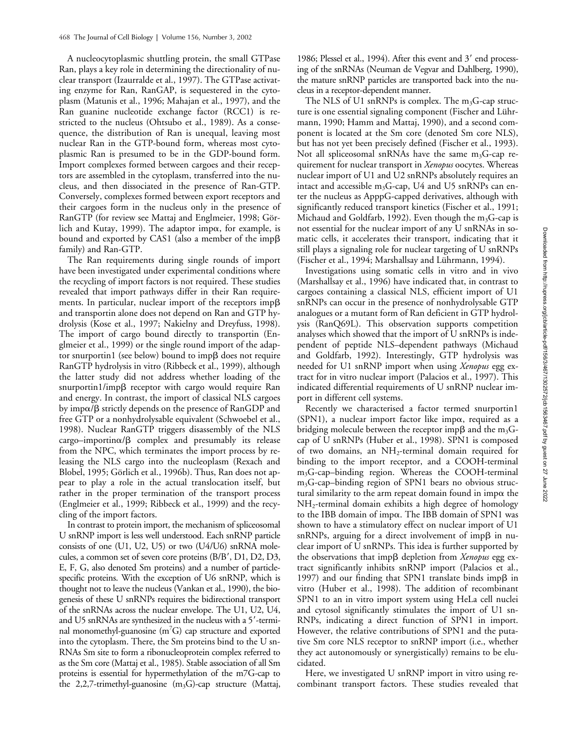A nucleocytoplasmic shuttling protein, the small GTPase Ran, plays a key role in determining the directionality of nuclear transport (Izaurralde et al., 1997). The GTPase activating enzyme for Ran, RanGAP, is sequestered in the cytoplasm (Matunis et al., 1996; Mahajan et al., 1997), and the Ran guanine nucleotide exchange factor (RCC1) is restricted to the nucleus (Ohtsubo et al., 1989). As a consequence, the distribution of Ran is unequal, leaving most nuclear Ran in the GTP-bound form, whereas most cytoplasmic Ran is presumed to be in the GDP-bound form. Import complexes formed between cargoes and their receptors are assembled in the cytoplasm, transferred into the nucleus, and then dissociated in the presence of Ran-GTP. Conversely, complexes formed between export receptors and their cargoes form in the nucleus only in the presence of RanGTP (for review see Mattaj and Englmeier, 1998; Görlich and Kutay, 1999). The adaptor impα, for example, is bound and exported by CAS1 (also a member of the impβ family) and Ran-GTP.

The Ran requirements during single rounds of import have been investigated under experimental conditions where the recycling of import factors is not required. These studies revealed that import pathways differ in their Ran requirements. In particular, nuclear import of the receptors impβ and transportin alone does not depend on Ran and GTP hydrolysis (Kose et al., 1997; Nakielny and Dreyfuss, 1998). The import of cargo bound directly to transportin (Englmeier et al., 1999) or the single round import of the adaptor snurportin1 (see below) bound to impβ does not require RanGTP hydrolysis in vitro (Ribbeck et al., 1999), although the latter study did not address whether loading of the snurportin1/impβ receptor with cargo would require Ran and energy. In contrast, the import of classical NLS cargoes by impα/β strictly depends on the presence of RanGDP and free GTP or a nonhydrolysable equivalent (Schwoebel et al., 1998). Nuclear RanGTP triggers disassembly of the NLS cargo–importinα/β complex and presumably its release from the NPC, which terminates the import process by releasing the NLS cargo into the nucleoplasm (Rexach and Blobel, 1995; Görlich et al., 1996b). Thus, Ran does not appear to play a role in the actual translocation itself, but rather in the proper termination of the transport process (Englmeier et al., 1999; Ribbeck et al., 1999) and the recycling of the import factors.

In contrast to protein import, the mechanism of spliceosomal U snRNP import is less well understood. Each snRNP particle consists of one (U1, U2, U5) or two (U4/U6) snRNA molecules, a common set of seven core proteins (B/B′, D1, D2, D3, E, F, G, also denoted Sm proteins) and a number of particle-specific proteins. With the exception of U6 snRNP, which is thought not to leave the nucleus (Vankan et al., 1990), the biogenesis of these U snRNPs requires the bidirectional transport of the snRNAs across the nuclear envelope. The U1, U2, U4, and U5 snRNAs are synthesized in the nucleus with a 5′-terminal monomethyl-guanosine ($m^7G$) cap structure and exported into the cytoplasm. There, the Sm proteins bind to the U snRNAs Sm site to form a ribonucleoprotein complex referred to as the Sm core (Mattaj et al., 1985). Stable association of all Sm proteins is essential for hypermethylation of the m7G-cap to the 2,2,7-trimethyl-guanosine ($m_3G$)-cap structure (Mattaj, 1986; Plessel et al., 1994). After this event and 3′ end processing of the snRNAs (Neuman de Vegvar and Dahlberg, 1990), the mature snRNP particles are transported back into the nucleus in a receptor-dependent manner.

The NLS of U1 snRNPs is complex. The $m_3G$-cap structure is one essential signaling component (Fischer and Lührmann, 1990; Hamm and Mattaj, 1990), and a second component is located at the Sm core (denoted Sm core NLS), but has not yet been precisely defined (Fischer et al., 1993). Not all spliceosomal snRNAs have the same $m_3G$-cap requirement for nuclear transport in *Xenopus* oocytes. Whereas nuclear import of U1 and U2 snRNPs absolutely requires an intact and accessible $m_3G$-cap, U4 and U5 snRNPs can enter the nucleus as ApppG-capped derivatives, although with significantly reduced transport kinetics (Fischer et al., 1991; Michaud and Goldfarb, 1992). Even though the $m_3G$-cap is not essential for the nuclear import of any U snRNAs in somatic cells, it accelerates their transport, indicating that it still plays a signaling role for nuclear targeting of U snRNPs (Fischer et al., 1994; Marshallsay and Lührmann, 1994).

Investigations using somatic cells in vitro and in vivo (Marshallsay et al., 1996) have indicated that, in contrast to cargoes containing a classical NLS, efficient import of U1 snRNPs can occur in the presence of nonhydrolysable GTP analogues or a mutant form of Ran deficient in GTP hydrolysis (RanQ69L). This observation supports competition analyses which showed that the import of U snRNPs is independent of peptide NLS–dependent pathways (Michaud and Goldfarb, 1992). Interestingly, GTP hydrolysis was needed for U1 snRNP import when using *Xenopus* egg extract for in vitro nuclear import (Palacios et al., 1997). This indicated differential requirements of U snRNP nuclear import in different cell systems.

Recently we characterised a factor termed snurportin1 (SPN1), a nuclear import factor like impα, required as a bridging molecule between the receptor impβ and the $m_3G$-cap of U snRNPs (Huber et al., 1998). SPN1 is composed of two domains, an $NH_2$-terminal domain required for binding to the import receptor, and a COOH-terminal $m_3G$-cap–binding region. Whereas the COOH-terminal $m_3G$-cap–binding region of SPN1 bears no obvious structural similarity to the arm repeat domain found in impα the $NH_2$-terminal domain exhibits a high degree of homology to the IBB domain of impα. The IBB domain of SPN1 was shown to have a stimulatory effect on nuclear import of U1 snRNPs, arguing for a direct involvement of impβ in nuclear import of U snRNPs. This idea is further supported by the observations that impβ depletion from *Xenopus* egg extract significantly inhibits snRNP import (Palacios et al., 1997) and our finding that SPN1 translate binds impβ in vitro (Huber et al., 1998). The addition of recombinant SPN1 to an in vitro import system using HeLa cell nuclei and cytosol significantly stimulates the import of U1 snRNPs, indicating a direct function of SPN1 in import. However, the relative contributions of SPN1 and the putative Sm core NLS receptor to snRNP import (i.e., whether they act autonomously or synergistically) remains to be elucidated.

Here, we investigated U snRNP import in vitro using recombinant transport factors. These studies revealed that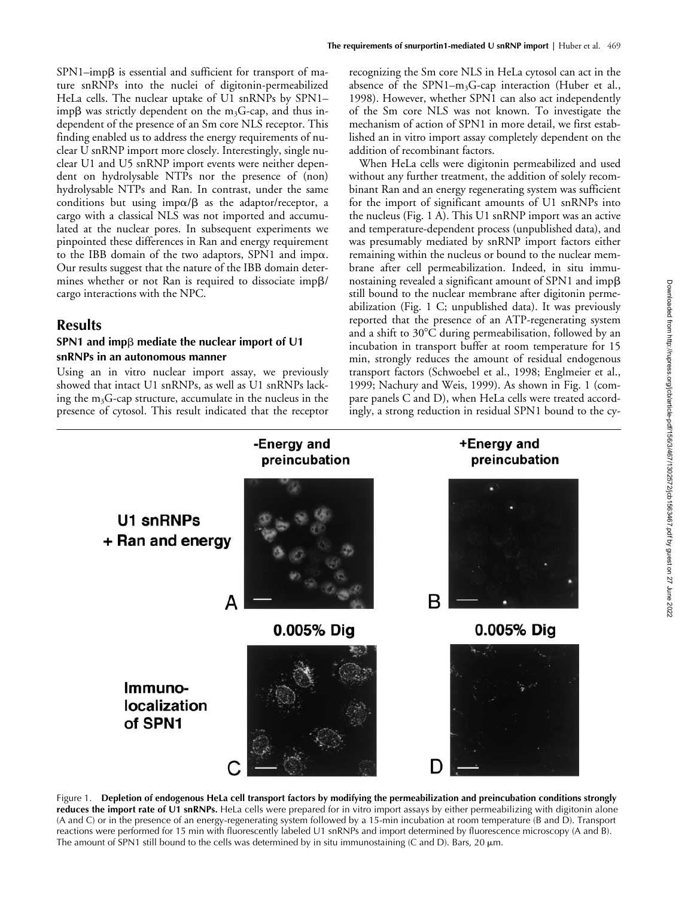SPN1–impβ is essential and sufficient for transport of mature snRNPs into the nuclei of digitonin-permeabilized HeLa cells. The nuclear uptake of U1 snRNPs by SPN1–impβ was strictly dependent on the $m_3G$-cap, and thus independent of the presence of an Sm core NLS receptor. This finding enabled us to address the energy requirements of nuclear U snRNP import more closely. Interestingly, single nuclear U1 and U5 snRNP import events were neither dependent on hydrolysable NTPs nor the presence of (non) hydrolysable NTPs and Ran. In contrast, under the same conditions but using impα/β as the adaptor/receptor, a cargo with a classical NLS was not imported and accumulated at the nuclear pores. In subsequent experiments we pinpointed these differences in Ran and energy requirement to the IBB domain of the two adaptors, SPN1 and impα. Our results suggest that the nature of the IBB domain determines whether or not Ran is required to dissociate impβ/cargo interactions with the NPC.

## Results

### SPN1 and impβ mediate the nuclear import of U1 snRNPs in an autonomous manner

Using an in vitro nuclear import assay, we previously showed that intact U1 snRNPs, as well as U1 snRNPs lacking the $m_3G$-cap structure, accumulate in the nucleus in the presence of cytosol. This result indicated that the receptor recognizing the Sm core NLS in HeLa cytosol can act in the absence of the SPN1–$m_3G$-cap interaction (Huber et al., 1998). However, whether SPN1 can also act independently of the Sm core NLS was not known. To investigate the mechanism of action of SPN1 in more detail, we first established an in vitro import assay completely dependent on the addition of recombinant factors.

When HeLa cells were digitonin permeabilized and used without any further treatment, the addition of solely recombinant Ran and an energy regenerating system was sufficient for the import of significant amounts of U1 snRNPs into the nucleus (Fig. 1 A). This U1 snRNP import was an active and temperature-dependent process (unpublished data), and was presumably mediated by snRNP import factors either remaining within the nucleus or bound to the nuclear membrane after cell permeabilization. Indeed, in situ immunostaining revealed a significant amount of SPN1 and impβ still bound to the nuclear membrane after digitonin permeabilization (Fig. 1 C; unpublished data). It was previously reported that the presence of an ATP-regenerating system and a shift to 30°C during permeabilisation, followed by an incubation in transport buffer at room temperature for 15 min, strongly reduces the amount of residual endogenous transport factors (Schwoebel et al., 1998; Englmeier et al., 1999; Nachury and Weis, 1999). As shown in Fig. 1 (compare panels C and D), when HeLa cells were treated accordingly, a strong reduction in residual SPN1 bound to the cy-

Figure 1. **Depletion of endogenous HeLa cell transport factors by modifying the permeabilization and preincubation conditions strongly reduces the import rate of U1 snRNPs.** HeLa cells were prepared for in vitro import assays by either permeabilizing with digitonin alone (A and C) or in the presence of an energy-regenerating system followed by a 15-min incubation at room temperature (B and D). Transport reactions were performed for 15 min with fluorescently labeled U1 snRNPs and import determined by fluorescence microscopy (A and B). The amount of SPN1 still bound to the cells was determined by in situ immunostaining (C and D). Bars, 20 μm.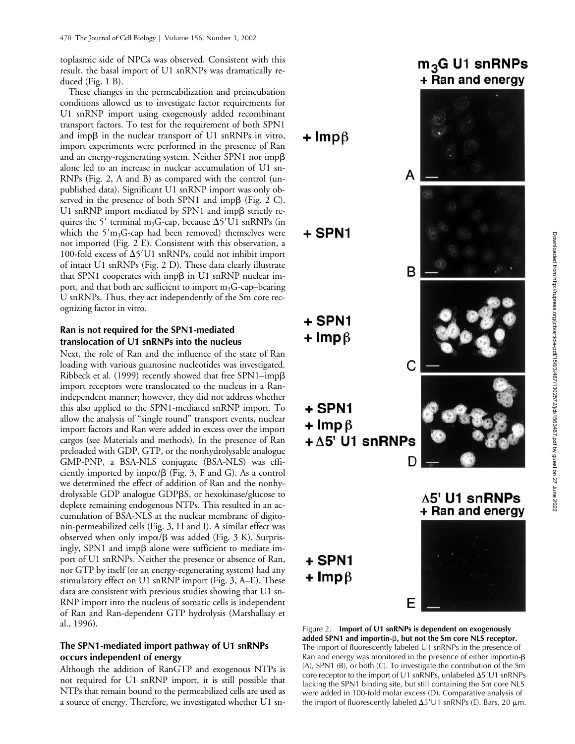toplasmic side of NPCs was observed. Consistent with this result, the basal import of U1 snRNPs was dramatically reduced (Fig. 1 B).

These changes in the permeabilization and preincubation conditions allowed us to investigate factor requirements for U1 snRNP import using exogenously added recombinant transport factors. To test for the requirement of both SPN1 and impβ in the nuclear transport of U1 snRNPs in vitro, import experiments were performed in the presence of Ran and an energy-regenerating system. Neither SPN1 nor impβ alone led to an increase in nuclear accumulation of U1 snRNPs (Fig. 2, A and B) as compared with the control (unpublished data). Significant U1 snRNP import was only observed in the presence of both SPN1 and impβ (Fig. 2 C). U1 snRNP import mediated by SPN1 and impβ strictly requires the 5′ terminal $m_3G$-cap, because Δ5′U1 snRNPs (in which the 5′$m_3G$-cap had been removed) themselves were not imported (Fig. 2 E). Consistent with this observation, a 100-fold excess of Δ5′U1 snRNPs, could not inhibit import of intact U1 snRNPs (Fig. 2 D). These data clearly illustrate that SPN1 cooperates with impβ in U1 snRNP nuclear import, and that both are sufficient to import $m_3G$-cap–bearing U snRNPs. Thus, they act independently of the Sm core recognizing factor in vitro.

### Ran is not required for the SPN1-mediated translocation of U1 snRNPs into the nucleus

Next, the role of Ran and the influence of the state of Ran loading with various guanosine nucleotides was investigated. Ribbeck et al. (1999) recently showed that free SPN1–impβ import receptors were translocated to the nucleus in a Ran-independent manner; however, they did not address whether this also applied to the SPN1-mediated snRNP import. To allow the analysis of "single round" transport events, nuclear import factors and Ran were added in excess over the import cargos (see Materials and methods). In the presence of Ran preloaded with GDP, GTP, or the nonhydrolysable analogue GMP-PNP, a BSA-NLS conjugate (BSA-NLS) was efficiently imported by impα/β (Fig. 3, F and G). As a control we determined the effect of addition of Ran and the nonhydrolysable GDP analogue GDPβS, or hexokinase/glucose to deplete remaining endogenous NTPs. This resulted in an accumulation of BSA-NLS at the nuclear membrane of digitonin-permeabilized cells (Fig. 3, H and I). A similar effect was observed when only impα/β was added (Fig. 3 K). Surprisingly, SPN1 and impβ alone were sufficient to mediate import of U1 snRNPs. Neither the presence or absence of Ran, nor GTP by itself (or an energy-regenerating system) had any stimulatory effect on U1 snRNP import (Fig. 3, A–E). These data are consistent with previous studies showing that U1 snRNP import into the nucleus of somatic cells is independent of Ran and Ran-dependent GTP hydrolysis (Marshallsay et al., 1996).

### The SPN1-mediated import pathway of U1 snRNPs occurs independent of energy

Although the addition of RanGTP and exogenous NTPs is not required for U1 snRNP import, it is still possible that NTPs that remain bound to the permeabilized cells are used as a source of energy. Therefore, we investigated whether U1 sn-

Figure 2. **Import of U1 snRNPs is dependent on exogenously added SPN1 and importin-β, but not the Sm core NLS receptor.** The import of fluorescently labeled U1 snRNPs in the presence of Ran and energy was monitored in the presence of either importin-β (A), SPN1 (B), or both (C). To investigate the contribution of the Sm core receptor to the import of U1 snRNPs, unlabeled Δ5′U1 snRNPs lacking the SPN1 binding site, but still containing the Sm core NLS were added in 100-fold molar excess (D). Comparative analysis of the import of fluorescently labeled Δ5′U1 snRNPs (E). Bars, 20 μm.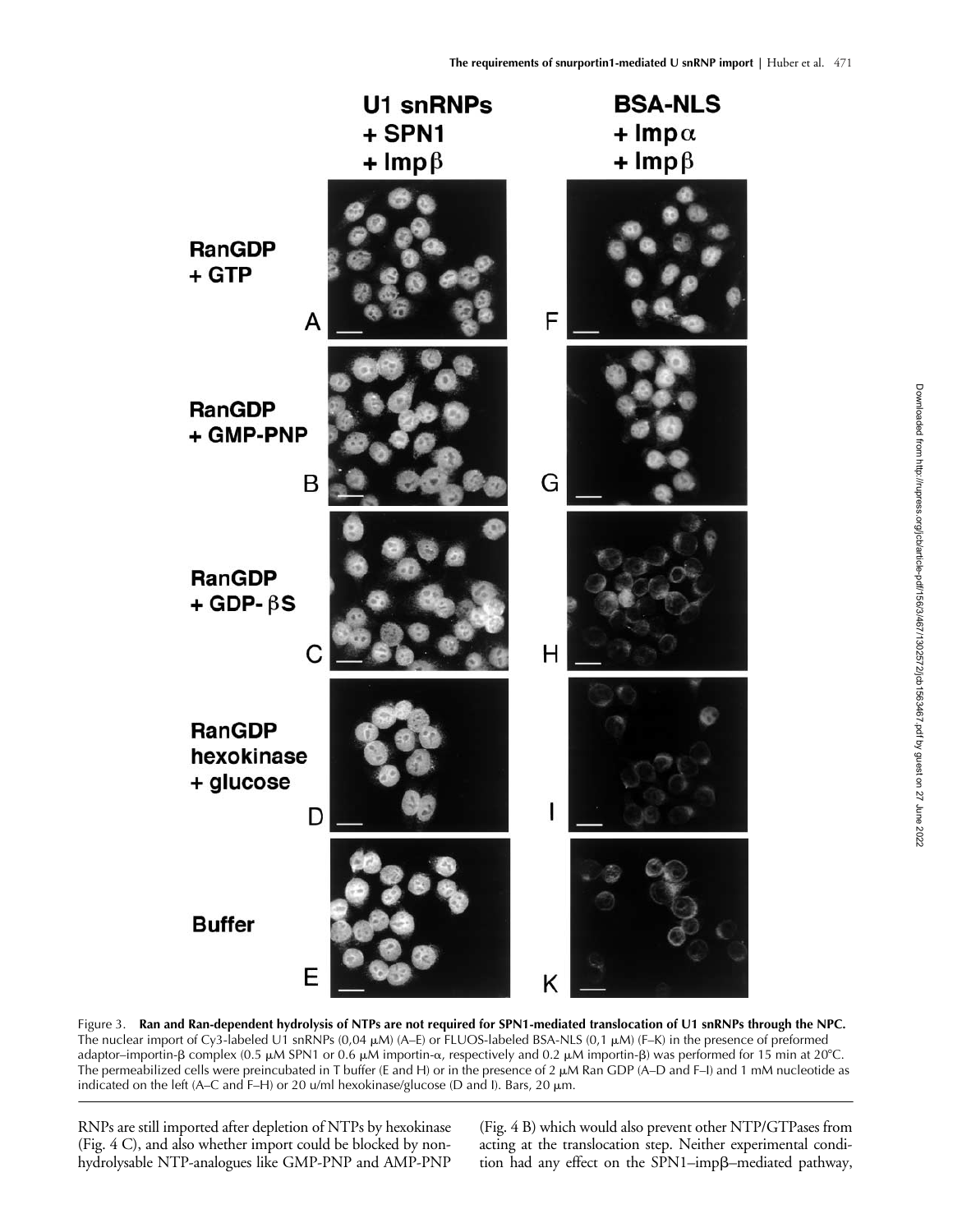Figure 3. **Ran and Ran-dependent hydrolysis of NTPs are not required for SPN1-mediated translocation of U1 snRNPs through the NPC.** The nuclear import of Cy3-labeled U1 snRNPs (0,04 μM) (A–E) or FLUOS-labeled BSA-NLS (0,1 μM) (F–K) in the presence of preformed adaptor–importin-β complex (0.5 μM SPN1 or 0.6 μM importin-α, respectively and 0.2 μM importin-β) was performed for 15 min at 20°C. The permeabilized cells were preincubated in T buffer (E and H) or in the presence of 2 μM Ran GDP (A–D and F–I) and 1 mM nucleotide as indicated on the left (A–C and F–H) or 20 u/ml hexokinase/glucose (D and I). Bars, 20 μm.

RNPs are still imported after depletion of NTPs by hexokinase (Fig. 4 C), and also whether import could be blocked by nonhydrolysable NTP-analogues like GMP-PNP and AMP-PNP (Fig. 4 B) which would also prevent other NTP/GTPases from acting at the translocation step. Neither experimental condition had any effect on the SPN1–impβ–mediated pathway,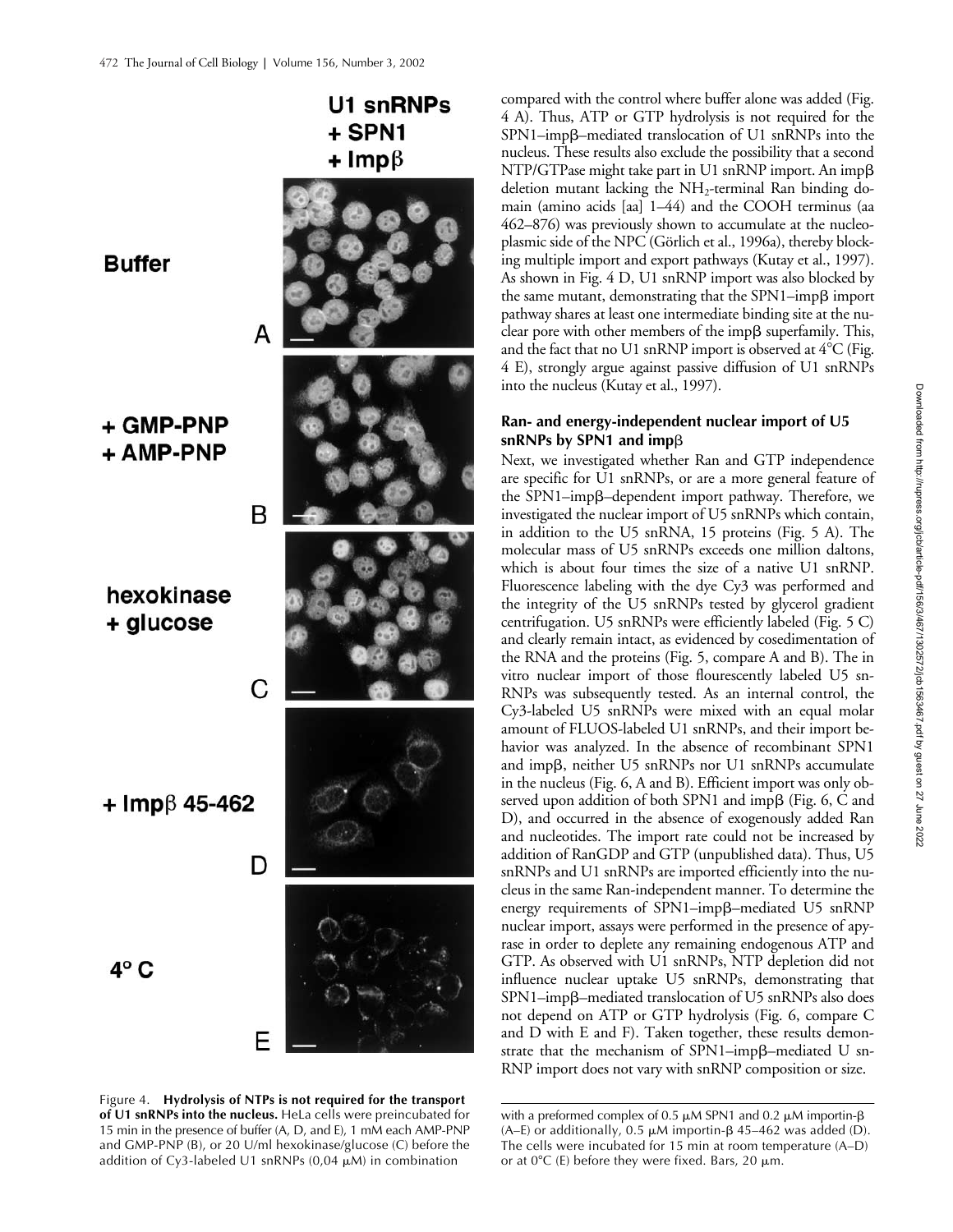compared with the control where buffer alone was added (Fig. 4 A). Thus, ATP or GTP hydrolysis is not required for the SPN1–impβ–mediated translocation of U1 snRNPs into the nucleus. These results also exclude the possibility that a second NTP/GTPase might take part in U1 snRNP import. An impβ deletion mutant lacking the $NH_2$-terminal Ran binding domain (amino acids [aa] 1–44) and the COOH terminus (aa 462–876) was previously shown to accumulate at the nucleoplasmic side of the NPC (Görlich et al., 1996a), thereby blocking multiple import and export pathways (Kutay et al., 1997). As shown in Fig. 4 D, U1 snRNP import was also blocked by the same mutant, demonstrating that the SPN1–impβ import pathway shares at least one intermediate binding site at the nuclear pore with other members of the impβ superfamily. This, and the fact that no U1 snRNP import is observed at 4°C (Fig. 4 E), strongly argue against passive diffusion of U1 snRNPs into the nucleus (Kutay et al., 1997).

## Ran- and energy-independent nuclear import of U5 snRNPs by SPN1 and impβ

Next, we investigated whether Ran and GTP independence are specific for U1 snRNPs, or are a more general feature of the SPN1–impβ–dependent import pathway. Therefore, we investigated the nuclear import of U5 snRNPs which contain, in addition to the U5 snRNA, 15 proteins (Fig. 5 A). The molecular mass of U5 snRNPs exceeds one million daltons, which is about four times the size of a native U1 snRNP. Fluorescence labeling with the dye Cy3 was performed and the integrity of the U5 snRNPs tested by glycerol gradient centrifugation. U5 snRNPs were efficiently labeled (Fig. 5 C) and clearly remain intact, as evidenced by cosedimentation of the RNA and the proteins (Fig. 5, compare A and B). The in vitro nuclear import of those flourescently labeled U5 snRNPs was subsequently tested. As an internal control, the Cy3-labeled U5 snRNPs were mixed with an equal molar amount of FLUOS-labeled U1 snRNPs, and their import behavior was analyzed. In the absence of recombinant SPN1 and impβ, neither U5 snRNPs nor U1 snRNPs accumulate in the nucleus (Fig. 6, A and B). Efficient import was only observed upon addition of both SPN1 and impβ (Fig. 6, C and D), and occurred in the absence of exogenously added Ran and nucleotides. The import rate could not be increased by addition of RanGDP and GTP (unpublished data). Thus, U5 snRNPs and U1 snRNPs are imported efficiently into the nucleus in the same Ran-independent manner. To determine the energy requirements of SPN1–impβ–mediated U5 snRNP nuclear import, assays were performed in the presence of apyrase in order to deplete any remaining endogenous ATP and GTP. As observed with U1 snRNPs, NTP depletion did not influence nuclear uptake U5 snRNPs, demonstrating that SPN1–impβ–mediated translocation of U5 snRNPs also does not depend on ATP or GTP hydrolysis (Fig. 6, compare C and D with E and F). Taken together, these results demonstrate that the mechanism of SPN1–impβ–mediated U snRNP import does not vary with snRNP composition or size.

Figure 4. **Hydrolysis of NTPs is not required for the transport of U1 snRNPs into the nucleus.** HeLa cells were preincubated for 15 min in the presence of buffer (A, D, and E), 1 mM each AMP-PNP and GMP-PNP (B), or 20 U/ml hexokinase/glucose (C) before the addition of Cy3-labeled U1 snRNPs (0,04 μM) in combination with a preformed complex of 0.5 μM SPN1 and 0.2 μM importin-β (A–E) or additionally, 0.5 μM importin-β 45–462 was added (D). The cells were incubated for 15 min at room temperature (A–D) or at 0°C (E) before they were fixed. Bars, 20 μm.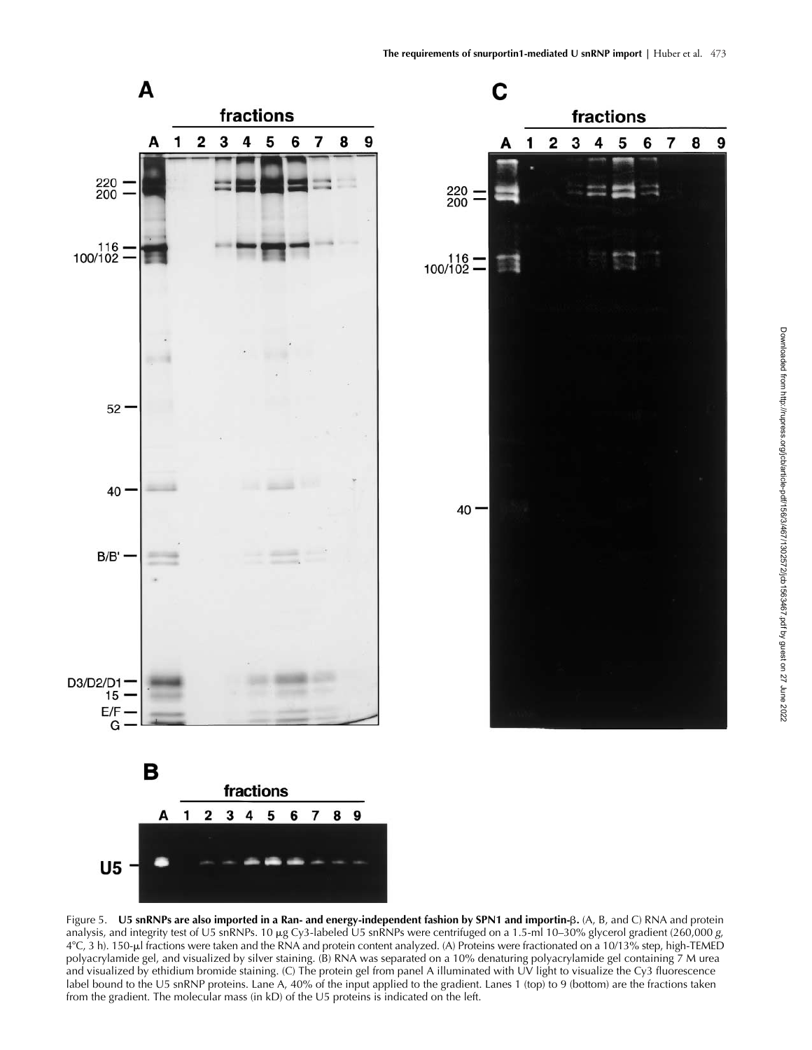Figure 5. **U5 snRNPs are also imported in a Ran- and energy-independent fashion by SPN1 and importin-β.** (A, B, and C) RNA and protein analysis, and integrity test of U5 snRNPs. 10 μg Cy3-labeled U5 snRNPs were centrifuged on a 1.5-ml 10–30% glycerol gradient (260,000 *g*, 4°C, 3 h). 150-μl fractions were taken and the RNA and protein content analyzed. (A) Proteins were fractionated on a 10/13% step, high-TEMED polyacrylamide gel, and visualized by silver staining. (B) RNA was separated on a 10% denaturing polyacrylamide gel containing 7 M urea and visualized by ethidium bromide staining. (C) The protein gel from panel A illuminated with UV light to visualize the Cy3 fluorescence label bound to the U5 snRNP proteins. Lane A, 40% of the input applied to the gradient. Lanes 1 (top) to 9 (bottom) are the fractions taken from the gradient. The molecular mass (in kD) of the U5 proteins is indicated on the left.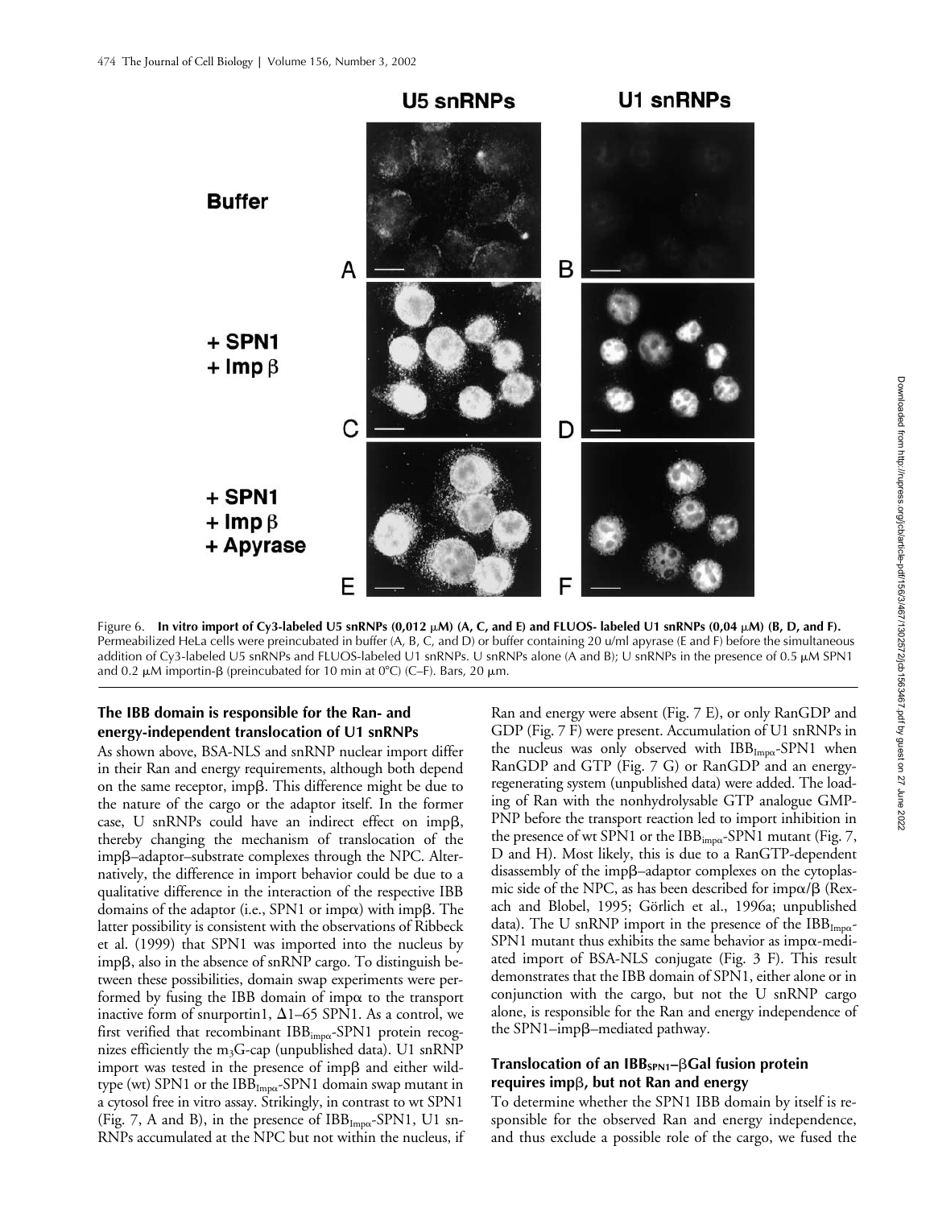Figure 6. **In vitro import of Cy3-labeled U5 snRNPs (0,012 μM) (A, C, and E) and FLUOS- labeled U1 snRNPs (0,04 μM) (B, D, and F).** Permeabilized HeLa cells were preincubated in buffer (A, B, C, and D) or buffer containing 20 u/ml apyrase (E and F) before the simultaneous addition of Cy3-labeled U5 snRNPs and FLUOS-labeled U1 snRNPs. U snRNPs alone (A and B); U snRNPs in the presence of 0.5 μM SPN1 and 0.2 μM importin-β (preincubated for 10 min at 0°C) (C–F). Bars, 20 μm.

## The IBB domain is responsible for the Ran- and energy-independent translocation of U1 snRNPs

As shown above, BSA-NLS and snRNP nuclear import differ in their Ran and energy requirements, although both depend on the same receptor, impβ. This difference might be due to the nature of the cargo or the adaptor itself. In the former case, U snRNPs could have an indirect effect on impβ, thereby changing the mechanism of translocation of the impβ–adaptor–substrate complexes through the NPC. Alternatively, the difference in import behavior could be due to a qualitative difference in the interaction of the respective IBB domains of the adaptor (i.e., SPN1 or impα) with impβ. The latter possibility is consistent with the observations of Ribbeck et al. (1999) that SPN1 was imported into the nucleus by impβ, also in the absence of snRNP cargo. To distinguish between these possibilities, domain swap experiments were performed by fusing the IBB domain of impα to the transport inactive form of snurportin1, Δ1–65 SPN1. As a control, we first verified that recombinant $IBB_{imp\alpha}$-SPN1 protein recognizes efficiently the $m_3$G-cap (unpublished data). U1 snRNP import was tested in the presence of impβ and either wild-type (wt) SPN1 or the $IBB_{Imp\alpha}$-SPN1 domain swap mutant in a cytosol free in vitro assay. Strikingly, in contrast to wt SPN1 (Fig. 7, A and B), in the presence of $IBB_{Imp\alpha}$-SPN1, U1 snRNPs accumulated at the NPC but not within the nucleus, if Ran and energy were absent (Fig. 7 E), or only RanGDP and GDP (Fig. 7 F) were present. Accumulation of U1 snRNPs in the nucleus was only observed with $IBB_{Imp\alpha}$-SPN1 when RanGDP and GTP (Fig. 7 G) or RanGDP and an energy-regenerating system (unpublished data) were added. The loading of Ran with the nonhydrolysable GTP analogue GMP-PNP before the transport reaction led to import inhibition in the presence of wt SPN1 or the $IBB_{imp\alpha}$-SPN1 mutant (Fig. 7, D and H). Most likely, this is due to a RanGTP-dependent disassembly of the impβ–adaptor complexes on the cytoplasmic side of the NPC, as has been described for impα/β (Rexach and Blobel, 1995; Görlich et al., 1996a; unpublished data). The U snRNP import in the presence of the $IBB_{Imp\alpha}$-SPN1 mutant thus exhibits the same behavior as impα-mediated import of BSA-NLS conjugate (Fig. 3 F). This result demonstrates that the IBB domain of SPN1, either alone or in conjunction with the cargo, but not the U snRNP cargo alone, is responsible for the Ran and energy independence of the SPN1–impβ–mediated pathway.

## Translocation of an $IBB_{SPN1}$–βGal fusion protein requires impβ, but not Ran and energy

To determine whether the SPN1 IBB domain by itself is responsible for the observed Ran and energy independence, and thus exclude a possible role of the cargo, we fused the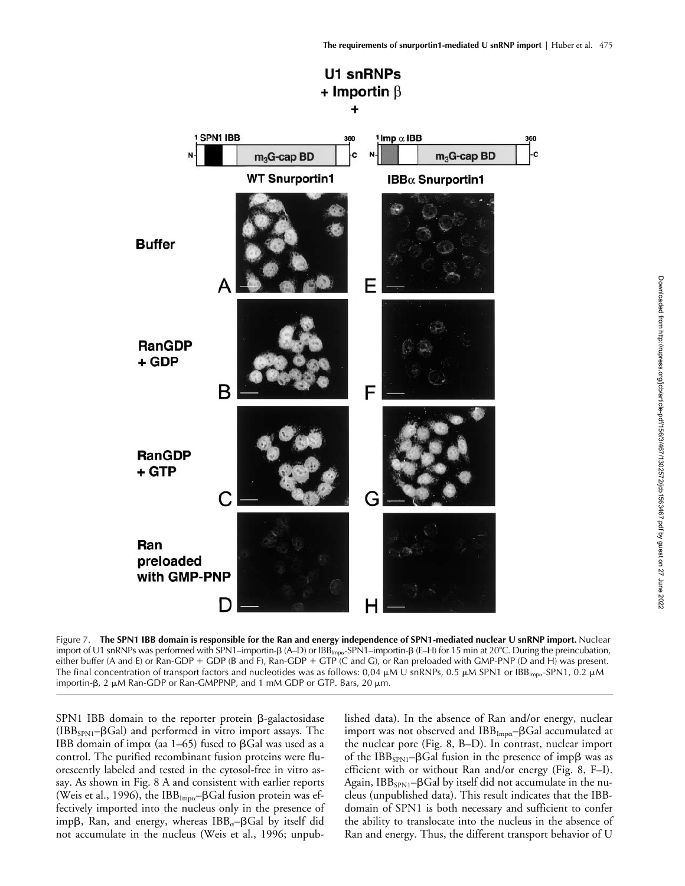Figure 7. **The SPN1 IBB domain is responsible for the Ran and energy independence of SPN1-mediated nuclear U snRNP import.** Nuclear import of U1 snRNPs was performed with SPN1–importin-β (A–D) or $IBB_{Imp\alpha}$-SPN1–importin-β (E–H) for 15 min at 20°C. During the preincubation, either buffer (A and E) or Ran-GDP + GDP (B and F), Ran-GDP + GTP (C and G), or Ran preloaded with GMP-PNP (D and H) was present. The final concentration of transport factors and nucleotides was as follows: 0,04 μM U snRNPs, 0.5 μM SPN1 or $IBB_{Imp\alpha}$-SPN1, 0.2 μM importin-β, 2 μM Ran-GDP or Ran-GMPPNP, and 1 mM GDP or GTP. Bars, 20 μm.

SPN1 IBB domain to the reporter protein β-galactosidase ($IBB_{SPN1}$–βGal) and performed in vitro import assays. The IBB domain of impα (aa 1–65) fused to βGal was used as a control. The purified recombinant fusion proteins were fluorescently labeled and tested in the cytosol-free in vitro assay. As shown in Fig. 8 A and consistent with earlier reports (Weis et al., 1996), the $IBB_{Imp\alpha}$–βGal fusion protein was effectively imported into the nucleus only in the presence of impβ, Ran, and energy, whereas $IBB_{\alpha}$–βGal by itself did not accumulate in the nucleus (Weis et al., 1996; unpublished data). In the absence of Ran and/or energy, nuclear import was not observed and $IBB_{Imp\alpha}$–βGal accumulated at the nuclear pore (Fig. 8, B–D). In contrast, nuclear import of the $IBB_{SPN1}$–βGal fusion in the presence of impβ was as efficient with or without Ran and/or energy (Fig. 8, F–I). Again, $IBB_{SPN1}$–βGal by itself did not accumulate in the nucleus (unpublished data). This result indicates that the IBB-domain of SPN1 is both necessary and sufficient to confer the ability to translocate into the nucleus in the absence of Ran and energy. Thus, the different transport behavior of U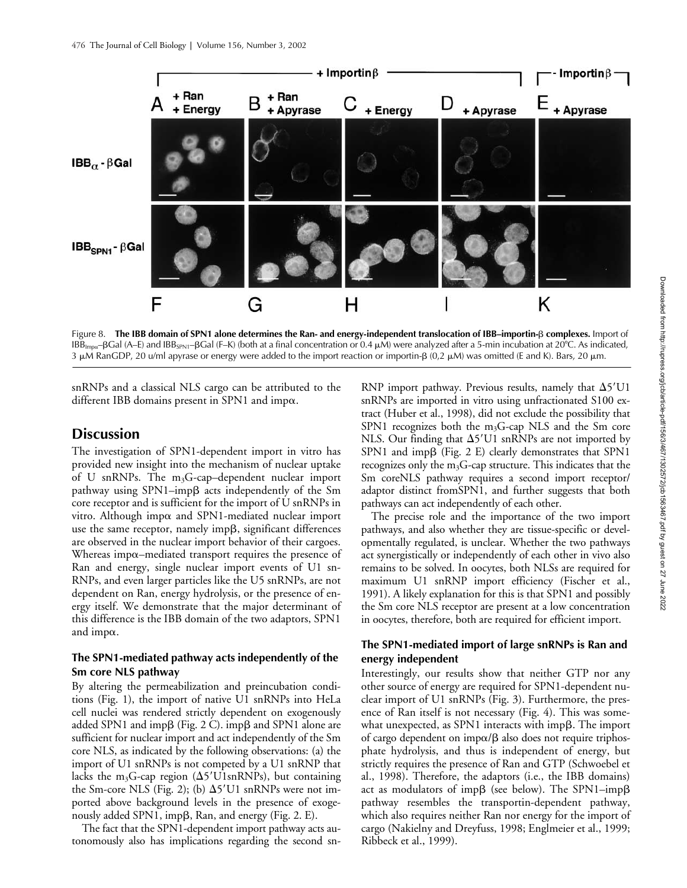Figure 8. **The IBB domain of SPN1 alone determines the Ran- and energy-independent translocation of IBB–importin-β complexes.** Import of $IBB_{Imp\alpha}$–βGal (A–E) and $IBB_{SPN1}$–βGal (F–K) (both at a final concentration or 0.4 μM) were analyzed after a 5-min incubation at 20°C. As indicated, 3 μM RanGDP, 20 u/ml apyrase or energy were added to the import reaction or importin-β (0,2 μM) was omitted (E and K). Bars, 20 μm.

snRNPs and a classical NLS cargo can be attributed to the different IBB domains present in SPN1 and impα.

## Discussion

The investigation of SPN1-dependent import in vitro has provided new insight into the mechanism of nuclear uptake of U snRNPs. The $m_3$G-cap–dependent nuclear import pathway using SPN1–impβ acts independently of the Sm core receptor and is sufficient for the import of U snRNPs in vitro. Although impα and SPN1-mediated nuclear import use the same receptor, namely impβ, significant differences are observed in the nuclear import behavior of their cargoes. Whereas impα–mediated transport requires the presence of Ran and energy, single nuclear import events of U1 snRNPs, and even larger particles like the U5 snRNPs, are not dependent on Ran, energy hydrolysis, or the presence of energy itself. We demonstrate that the major determinant of this difference is the IBB domain of the two adaptors, SPN1 and impα.

### The SPN1-mediated pathway acts independently of the Sm core NLS pathway

By altering the permeabilization and preincubation conditions (Fig. 1), the import of native U1 snRNPs into HeLa cell nuclei was rendered strictly dependent on exogenously added SPN1 and impβ (Fig. 2 C). impβ and SPN1 alone are sufficient for nuclear import and act independently of the Sm core NLS, as indicated by the following observations: (a) the import of U1 snRNPs is not competed by a U1 snRNP that lacks the $m_3$G-cap region (Δ5′U1snRNPs), but containing the Sm-core NLS (Fig. 2); (b) Δ5′U1 snRNPs were not imported above background levels in the presence of exogenously added SPN1, impβ, Ran, and energy (Fig. 2. E).

The fact that the SPN1-dependent import pathway acts autonomously also has implications regarding the second snRNP import pathway. Previous results, namely that Δ5′U1 snRNPs are imported in vitro using unfractionated S100 extract (Huber et al., 1998), did not exclude the possibility that SPN1 recognizes both the $m_3$G-cap NLS and the Sm core NLS. Our finding that Δ5′U1 snRNPs are not imported by SPN1 and impβ (Fig. 2 E) clearly demonstrates that SPN1 recognizes only the $m_3$G-cap structure. This indicates that the Sm coreNLS pathway requires a second import receptor/adaptor distinct fromSPN1, and further suggests that both pathways can act independently of each other.

The precise role and the importance of the two import pathways, and also whether they are tissue-specific or developmentally regulated, is unclear. Whether the two pathways act synergistically or independently of each other in vivo also remains to be solved. In oocytes, both NLSs are required for maximum U1 snRNP import efficiency (Fischer et al., 1991). A likely explanation for this is that SPN1 and possibly the Sm core NLS receptor are present at a low concentration in oocytes, therefore, both are required for efficient import.

### The SPN1-mediated import of large snRNPs is Ran and energy independent

Interestingly, our results show that neither GTP nor any other source of energy are required for SPN1-dependent nuclear import of U1 snRNPs (Fig. 3). Furthermore, the presence of Ran itself is not necessary (Fig. 4). This was somewhat unexpected, as SPN1 interacts with impβ. The import of cargo dependent on impα/β also does not require triphosphate hydrolysis, and thus is independent of energy, but strictly requires the presence of Ran and GTP (Schwoebel et al., 1998). Therefore, the adaptors (i.e., the IBB domains) act as modulators of impβ (see below). The SPN1–impβ pathway resembles the transportin-dependent pathway, which also requires neither Ran nor energy for the import of cargo (Nakielny and Dreyfuss, 1998; Englmeier et al., 1999; Ribbeck et al., 1999).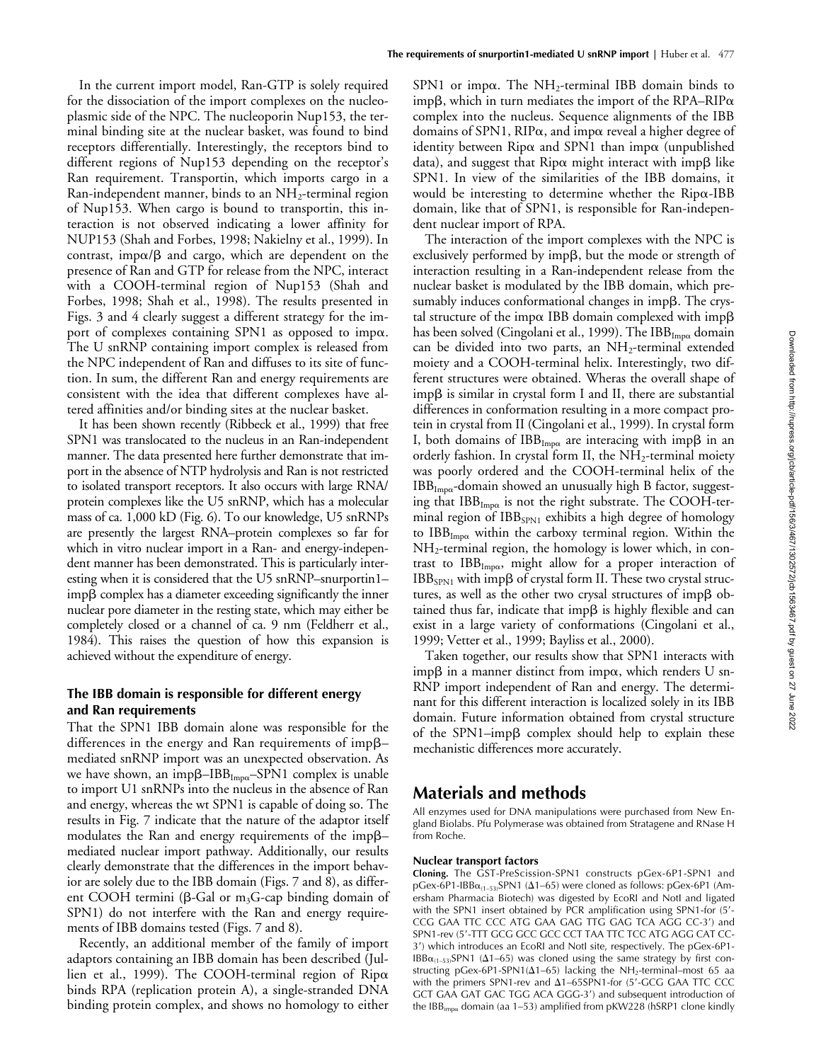In the current import model, Ran-GTP is solely required for the dissociation of the import complexes on the nucleoplasmic side of the NPC. The nucleoporin Nup153, the terminal binding site at the nuclear basket, was found to bind receptors differentially. Interestingly, the receptors bind to different regions of Nup153 depending on the receptor's Ran requirement. Transportin, which imports cargo in a Ran-independent manner, binds to an $NH_2$-terminal region of Nup153. When cargo is bound to transportin, this interaction is not observed indicating a lower affinity for NUP153 (Shah and Forbes, 1998; Nakielny et al., 1999). In contrast, impα/β and cargo, which are dependent on the presence of Ran and GTP for release from the NPC, interact with a COOH-terminal region of Nup153 (Shah and Forbes, 1998; Shah et al., 1998). The results presented in Figs. 3 and 4 clearly suggest a different strategy for the import of complexes containing SPN1 as opposed to impα. The U snRNP containing import complex is released from the NPC independent of Ran and diffuses to its site of function. In sum, the different Ran and energy requirements are consistent with the idea that different complexes have altered affinities and/or binding sites at the nuclear basket.

It has been shown recently (Ribbeck et al., 1999) that free SPN1 was translocated to the nucleus in an Ran-independent manner. The data presented here further demonstrate that import in the absence of NTP hydrolysis and Ran is not restricted to isolated transport receptors. It also occurs with large RNA/protein complexes like the U5 snRNP, which has a molecular mass of ca. 1,000 kD (Fig. 6). To our knowledge, U5 snRNPs are presently the largest RNA–protein complexes so far for which in vitro nuclear import in a Ran- and energy-independent manner has been demonstrated. This is particularly interesting when it is considered that the U5 snRNP–snurportin1–impβ complex has a diameter exceeding significantly the inner nuclear pore diameter in the resting state, which may either be completely closed or a channel of ca. 9 nm (Feldherr et al., 1984). This raises the question of how this expansion is achieved without the expenditure of energy.

### The IBB domain is responsible for different energy and Ran requirements

That the SPN1 IBB domain alone was responsible for the differences in the energy and Ran requirements of impβ–mediated snRNP import was an unexpected observation. As we have shown, an impβ–$IBB_{Imp\alpha}$–SPN1 complex is unable to import U1 snRNPs into the nucleus in the absence of Ran and energy, whereas the wt SPN1 is capable of doing so. The results in Fig. 7 indicate that the nature of the adaptor itself modulates the Ran and energy requirements of the impβ–mediated nuclear import pathway. Additionally, our results clearly demonstrate that the differences in the import behavior are solely due to the IBB domain (Figs. 7 and 8), as different COOH termini (β-Gal or $m_3$G-cap binding domain of SPN1) do not interfere with the Ran and energy requirements of IBB domains tested (Figs. 7 and 8).

Recently, an additional member of the family of import adaptors containing an IBB domain has been described (Jullien et al., 1999). The COOH-terminal region of Ripα binds RPA (replication protein A), a single-stranded DNA binding protein complex, and shows no homology to either SPN1 or impα. The $NH_2$-terminal IBB domain binds to impβ, which in turn mediates the import of the RPA–RIPα complex into the nucleus. Sequence alignments of the IBB domains of SPN1, RIPα, and impα reveal a higher degree of identity between Ripα and SPN1 than impα (unpublished data), and suggest that Ripα might interact with impβ like SPN1. In view of the similarities of the IBB domains, it would be interesting to determine whether the Ripα-IBB domain, like that of SPN1, is responsible for Ran-independent nuclear import of RPA.

The interaction of the import complexes with the NPC is exclusively performed by impβ, but the mode or strength of interaction resulting in a Ran-independent release from the nuclear basket is modulated by the IBB domain, which presumably induces conformational changes in impβ. The crystal structure of the impα IBB domain complexed with impβ has been solved (Cingolani et al., 1999). The $IBB_{Imp\alpha}$ domain can be divided into two parts, an $NH_2$-terminal extended moiety and a COOH-terminal helix. Interestingly, two different structures were obtained. Wheras the overall shape of impβ is similar in crystal form I and II, there are substantial differences in conformation resulting in a more compact protein in crystal from II (Cingolani et al., 1999). In crystal form I, both domains of $IBB_{Imp\alpha}$ are interacting with impβ in an orderly fashion. In crystal form II, the $NH_2$-terminal moiety was poorly ordered and the COOH-terminal helix of the $IBB_{Imp\alpha}$-domain showed an unusually high B factor, suggesting that $IBB_{Imp\alpha}$ is not the right substrate. The COOH-terminal region of $IBB_{SPN1}$ exhibits a high degree of homology to $IBB_{Imp\alpha}$ within the carboxy terminal region. Within the $NH_2$-terminal region, the homology is lower which, in contrast to $IBB_{Imp\alpha}$, might allow for a proper interaction of $IBB_{SPN1}$ with impβ of crystal form II. These two crystal structures, as well as the other two crysal structures of impβ obtained thus far, indicate that impβ is highly flexible and can exist in a large variety of conformations (Cingolani et al., 1999; Vetter et al., 1999; Bayliss et al., 2000).

Taken together, our results show that SPN1 interacts with impβ in a manner distinct from impα, which renders U snRNP import independent of Ran and energy. The determinant for this different interaction is localized solely in its IBB domain. Future information obtained from crystal structure of the SPN1–impβ complex should help to explain these mechanistic differences more accurately.

## Materials and methods

All enzymes used for DNA manipulations were purchased from New England Biolabs. Pfu Polymerase was obtained from Stratagene and RNase H from Roche.

### Nuclear transport factors

**Cloning.** The GST-PreScission-SPN1 constructs pGex-6P1-SPN1 and pGex-6P1-$IBB\alpha_{(1-53)}$SPN1 (Δ1–65) were cloned as follows: pGex-6P1 (Amersham Pharmacia Biotech) was digested by EcoRI and NotI and ligated with the SPN1 insert obtained by PCR amplification using SPN1-for (5′-CCG GAA TTC CCC ATG GAA GAG TTG GAG TCA AGG CC-3′) and SPN1-rev (5′-TTT GCG GCC GCC CCT TAA TTC TCC ATG AGG CAT CC-3′) which introduces an EcoRI and NotI site, respectively. The pGex-6P1-$IBB\alpha_{(1-53)}$SPN1 (Δ1–65) was cloned using the same strategy by first constructing pGex-6P1-SPN1(Δ1–65) lacking the $NH_2$-terminal–most 65 aa with the primers SPN1-rev and Δ1–65SPN1-for (5′-GCG GAA TTC CCC GCT GAA GAT GAC TGG ACA GGG-3′) and subsequent introduction of the $IBB_{imp\alpha}$ domain (aa 1–53) amplified from pKW228 (hSRP1 clone kindly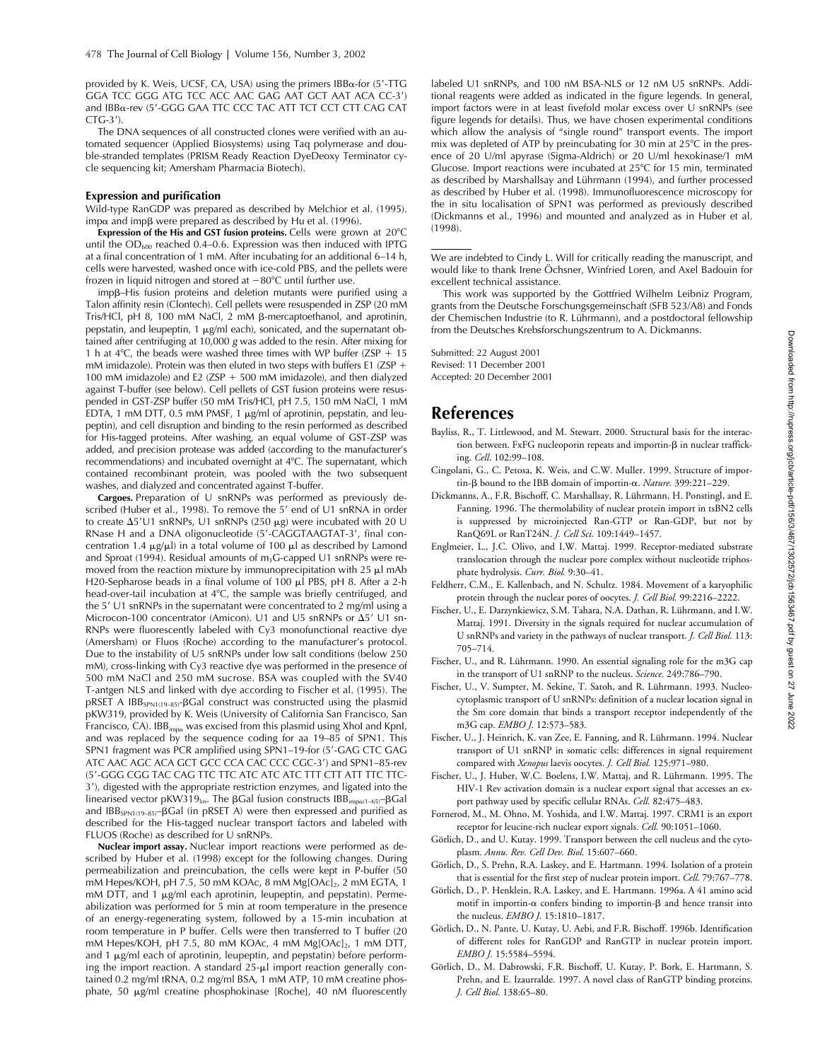provided by K. Weis, UCSF, CA, USA) using the primers IBBα-for (5′-TTG GGA TCC GGG ATG TCC ACC AAC GAG AAT GCT AAT ACA CC-3′) and IBBα-rev (5′-GGG GAA TTC CCC TAC ATT TCT CCT CTT CAG CAT CTG-3′).

The DNA sequences of all constructed clones were verified with an automated sequencer (Applied Biosystems) using Taq polymerase and double-stranded templates (PRISM Ready Reaction DyeDeoxy Terminator cycle sequencing kit; Amersham Pharmacia Biotech).

### Expression and purification

Wild-type RanGDP was prepared as described by Melchior et al. (1995). impα and impβ were prepared as described by Hu et al. (1996).

**Expression of the His and GST fusion proteins.** Cells were grown at 20°C until the $OD_{600}$ reached 0.4–0.6. Expression was then induced with IPTG at a final concentration of 1 mM. After incubating for an additional 6–14 h, cells were harvested, washed once with ice-cold PBS, and the pellets were frozen in liquid nitrogen and stored at −80°C until further use.

impβ–His fusion proteins and deletion mutants were purified using a Talon affinity resin (Clontech). Cell pellets were resuspended in ZSP (20 mM Tris/HCl, pH 8, 100 mM NaCl, 2 mM β-mercaptoethanol, and aprotinin, pepstatin, and leupeptin, 1 μg/ml each), sonicated, and the supernatant obtained after centrifuging at 10,000 *g* was added to the resin. After mixing for 1 h at 4°C, the beads were washed three times with WP buffer (ZSP + 15 mM imidazole). Protein was then eluted in two steps with buffers E1 (ZSP + 100 mM imidazole) and E2 (ZSP + 500 mM imidazole), and then dialyzed against T-buffer (see below). Cell pellets of GST fusion proteins were resuspended in GST-ZSP buffer (50 mM Tris/HCl, pH 7.5, 150 mM NaCl, 1 mM EDTA, 1 mM DTT, 0.5 mM PMSF, 1 μg/ml of aprotinin, pepstatin, and leupeptin), and cell disruption and binding to the resin performed as described for His-tagged proteins. After washing, an equal volume of GST-ZSP was added, and precision protease was added (according to the manufacturer's recommendations) and incubated overnight at 4°C. The supernatant, which contained recombinant protein, was pooled with the two subsequent washes, and dialyzed and concentrated against T-buffer.

**Cargoes.** Preparation of U snRNPs was performed as previously described (Huber et al., 1998). To remove the 5′ end of U1 snRNA in order to create Δ5′U1 snRNPs, U1 snRNPs (250 μg) were incubated with 20 U RNase H and a DNA oligonucleotide (5′-CAGGTAAGTAT-3′, final concentration 1.4 μg/μl) in a total volume of 100 μl as described by Lamond and Sproat (1994). Residual amounts of $m_3G$-capped U1 snRNPs were removed from the reaction mixture by immunoprecipitation with 25 μl mAb H20-Sepharose beads in a final volume of 100 μl PBS, pH 8. After a 2-h head-over-tail incubation at 4°C, the sample was briefly centrifuged, and the 5′ U1 snRNPs in the supernatant were concentrated to 2 mg/ml using a Microcon-100 concentrator (Amicon). U1 and U5 snRNPs or Δ5′ U1 snRNPs were fluorescently labeled with Cy3 monofunctional reactive dye (Amersham) or Fluos (Roche) according to the manufacturer's protocol. Due to the instability of U5 snRNPs under low salt conditions (below 250 mM), cross-linking with Cy3 reactive dye was performed in the presence of 500 mM NaCl and 250 mM sucrose. BSA was coupled with the SV40 T-antgen NLS and linked with dye according to Fischer et al. (1995). The pRSET A $IBB_{SPN1(19–85)}$-βGal construct was constructed using the plasmid pKW319, provided by K. Weis (University of California San Francisco, San Francisco, CA). $IBB_{imp\alpha}$ was excised from this plasmid using XhoI and KpnI, and was replaced by the sequence coding for aa 19–85 of SPN1. This SPN1 fragment was PCR amplified using SPN1–19-for (5′-GAG CTC GAG ATC AAC AGC ACA GCT GCC CCA CAC CCC CGC-3′) and SPN1–85-rev (5′-GGG CGG TAC CAG TTC TTC ATC ATC ATC TTT CTT ATT TTC TTC-3′), digested with the appropriate restriction enzymes, and ligated into the linearised vector $pKW319_{lin}$. The βGal fusion constructs $IBB_{imp\alpha(1–65)}$–βGal and $IBB_{SPN1(19–85)}$–βGal (in pRSET A) were then expressed and purified as described for the His-tagged nuclear transport factors and labeled with FLUOS (Roche) as described for U snRNPs.

**Nuclear import assay.** Nuclear import reactions were performed as described by Huber et al. (1998) except for the following changes. During permeabilization and preincubation, the cells were kept in P-buffer (50 mM Hepes/KOH, pH 7.5, 50 mM KOAc, 8 mM $Mg[OAc]_2$, 2 mM EGTA, 1 mM DTT, and 1 μg/ml each aprotinin, leupeptin, and pepstatin). Permeabilization was performed for 5 min at room temperature in the presence of an energy-regenerating system, followed by a 15-min incubation at room temperature in P buffer. Cells were then transferred to T buffer (20 mM Hepes/KOH, pH 7.5, 80 mM KOAc, 4 mM $Mg[OAc]_2$, 1 mM DTT, and 1 μg/ml each of aprotinin, leupeptin, and pepstatin) before performing the import reaction. A standard 25-μl import reaction generally contained 0.2 mg/ml tRNA, 0.2 mg/ml BSA, 1 mM ATP, 10 mM creatine phosphate, 50 μg/ml creatine phosphokinase [Roche], 40 nM fluorescently labeled U1 snRNPs, and 100 nM BSA-NLS or 12 nM U5 snRNPs. Additional reagents were added as indicated in the figure legends. In general, import factors were in at least fivefold molar excess over U snRNPs (see figure legends for details). Thus, we have chosen experimental conditions which allow the analysis of "single round" transport events. The import mix was depleted of ATP by preincubating for 30 min at 25°C in the presence of 20 U/ml apyrase (Sigma-Aldrich) or 20 U/ml hexokinase/1 mM Glucose. Import reactions were incubated at 25°C for 15 min, terminated as described by Marshallsay and Lührmann (1994), and further processed as described by Huber et al. (1998). Immunofluorescence microscopy for the in situ localisation of SPN1 was performed as previously described (Dickmanns et al., 1996) and mounted and analyzed as in Huber et al. (1998).

---

We are indebted to Cindy L. Will for critically reading the manuscript, and would like to thank Irene Öchsner, Winfried Loren, and Axel Badouin for excellent technical assistance.

This work was supported by the Gottfried Wilhelm Leibniz Program, grants from the Deutsche Forschungsgemeinschaft (SFB 523/A8) and Fonds der Chemischen Industrie (to R. Lührmann), and a postdoctoral fellowship from the Deutsches Krebsforschungszentrum to A. Dickmanns.

Submitted: 22 August 2001
Revised: 11 December 2001
Accepted: 20 December 2001

## References

Bayliss, R., T. Littlewood, and M. Stewart. 2000. Structural basis for the interaction between. FxFG nucleoporin repeats and importin-β in nuclear trafficking. *Cell.* 102:99–108.

Cingolani, G., C. Petosa, K. Weis, and C.W. Muller. 1999. Structure of importin-β bound to the IBB domain of importin-α. *Nature.* 399:221–229.

Dickmanns, A., F.R. Bischoff, C. Marshallsay, R. Lührmann, H. Ponstingl, and E. Fanning. 1996. The thermolability of nuclear protein import in tsBN2 cells is suppressed by microinjected Ran-GTP or Ran-GDP, but not by RanQ69L or RanT24N. *J. Cell Sci.* 109:1449–1457.

Englmeier, L., J.C. Olivo, and I.W. Mattaj. 1999. Receptor-mediated substrate translocation through the nuclear pore complex without nucleotide triphosphate hydrolysis. *Curr. Biol.* 9:30–41.

Feldherr, C.M., E. Kallenbach, and N. Schultz. 1984. Movement of a karyophilic protein through the nuclear pores of oocytes. *J. Cell Biol.* 99:2216–2222.

Fischer, U., E. Darzynkiewicz, S.M. Tahara, N.A. Dathan, R. Lührmann, and I.W. Mattaj. 1991. Diversity in the signals required for nuclear accumulation of U snRNPs and variety in the pathways of nuclear transport. *J. Cell Biol.* 113: 705–714.

Fischer, U., and R. Lührmann. 1990. An essential signaling role for the m3G cap in the transport of U1 snRNP to the nucleus. *Science.* 249:786–790.

Fischer, U., V. Sumpter, M. Sekine, T. Satoh, and R. Lührmann. 1993. Nucleocytoplasmic transport of U snRNPs: definition of a nuclear location signal in the Sm core domain that binds a transport receptor independently of the m3G cap. *EMBO J.* 12:573–583.

Fischer, U., J. Heinrich, K. van Zee, E. Fanning, and R. Lührmann. 1994. Nuclear transport of U1 snRNP in somatic cells: differences in signal requirement compared with *Xenopus* laevis oocytes. *J. Cell Biol.* 125:971–980.

Fischer, U., J. Huber, W.C. Boelens, I.W. Mattaj, and R. Lührmann. 1995. The HIV-1 Rev activation domain is a nuclear export signal that accesses an export pathway used by specific cellular RNAs. *Cell.* 82:475–483.

Fornerod, M., M. Ohno, M. Yoshida, and I.W. Mattaj. 1997. CRM1 is an export receptor for leucine-rich nuclear export signals. *Cell.* 90:1051–1060.

Görlich, D., and U. Kutay. 1999. Transport between the cell nucleus and the cytoplasm. *Annu. Rev. Cell Dev. Biol.* 15:607–660.

Görlich, D., S. Prehn, R.A. Laskey, and E. Hartmann. 1994. Isolation of a protein that is essential for the first step of nuclear protein import. *Cell.* 79:767–778.

Görlich, D., P. Henklein, R.A. Laskey, and E. Hartmann. 1996a. A 41 amino acid motif in importin-α confers binding to importin-β and hence transit into the nucleus. *EMBO J.* 15:1810–1817.

Görlich, D., N. Pante, U. Kutay, U. Aebi, and F.R. Bischoff. 1996b. Identification of different roles for RanGDP and RanGTP in nuclear protein import. *EMBO J.* 15:5584–5594.

Görlich, D., M. Dabrowski, F.R. Bischoff, U. Kutay, P. Bork, E. Hartmann, S. Prehn, and E. Izaurralde. 1997. A novel class of RanGTP binding proteins. *J. Cell Biol.* 138:65–80.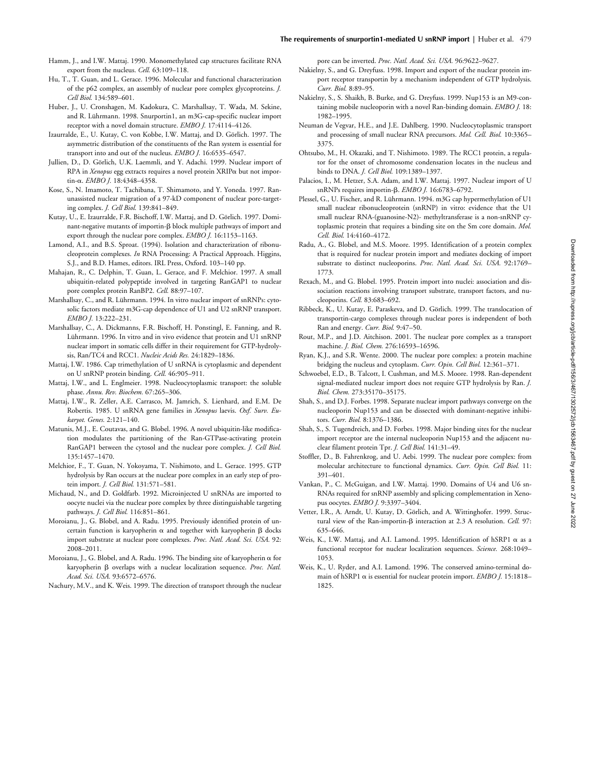Hamm, J., and I.W. Mattaj. 1990. Monomethylated cap structures facilitate RNA export from the nucleus. *Cell.* 63:109–118.

Hu, T., T. Guan, and L. Gerace. 1996. Molecular and functional characterization of the p62 complex, an assembly of nuclear pore complex glycoproteins. *J. Cell Biol.* 134:589–601.

Huber, J., U. Cronshagen, M. Kadokura, C. Marshallsay, T. Wada, M. Sekine, and R. Lührmann. 1998. Snurportin1, an m3G-cap-specific nuclear import receptor with a novel domain structure. *EMBO J.* 17:4114–4126.

Izaurralde, E., U. Kutay, C. von Kobbe, I.W. Mattaj, and D. Görlich. 1997. The asymmetric distribution of the constituents of the Ran system is essential for transport into and out of the nucleus. *EMBO J.* 16:6535–6547.

Jullien, D., D. Görlich, U.K. Laemmli, and Y. Adachi. 1999. Nuclear import of RPA in *Xenopus* egg extracts requires a novel protein XRIPα but not importin-α. *EMBO J.* 18:4348–4358.

Kose, S., N. Imamoto, T. Tachibana, T. Shimamoto, and Y. Yoneda. 1997. Ran-unassisted nuclear migration of a 97-kD component of nuclear pore-targeting complex. *J. Cell Biol.* 139:841–849.

Kutay, U., E. Izaurralde, F.R. Bischoff, I.W. Mattaj, and D. Görlich. 1997. Dominant-negative mutants of importin-β block multiple pathways of import and export through the nuclear pore complex. *EMBO J.* 16:1153–1163.

Lamond, A.I., and B.S. Sproat. (1994). Isolation and characterization of ribonucleoprotein complexes. *In* RNA Processing: A Practical Approach. Higgins, S.J., and B.D. Hames, editors. IRL Press, Oxford. 103–140 pp.

Mahajan, R., C. Delphin, T. Guan, L. Gerace, and F. Melchior. 1997. A small ubiquitin-related polypeptide involved in targeting RanGAP1 to nuclear pore complex protein RanBP2. *Cell.* 88:97–107.

Marshallsay, C., and R. Lührmann. 1994. In vitro nuclear import of snRNPs: cytosolic factors mediate m3G-cap dependence of U1 and U2 snRNP transport. *EMBO J.* 13:222–231.

Marshallsay, C., A. Dickmanns, F.R. Bischoff, H. Ponstingl, E. Fanning, and R. Lührmann. 1996. In vitro and in vivo evidence that protein and U1 snRNP nuclear import in somatic cells differ in their requirement for GTP-hydrolysis, Ran/TC4 and RCC1. *Nucleic Acids Res.* 24:1829–1836.

Mattaj, I.W. 1986. Cap trimethylation of U snRNA is cytoplasmic and dependent on U snRNP protein binding. *Cell.* 46:905–911.

Mattaj, I.W., and L. Englmeier. 1998. Nucleocytoplasmic transport: the soluble phase. *Annu. Rev. Biochem.* 67:265–306.

Mattaj, I.W., R. Zeller, A.E. Carrasco, M. Jamrich, S. Lienhard, and E.M. De Robertis. 1985. U snRNA gene families in *Xenopus* laevis. *Oxf. Surv. Eukaryot. Genes.* 2:121–140.

Matunis, M.J., E. Coutavas, and G. Blobel. 1996. A novel ubiquitin-like modification modulates the partitioning of the Ran-GTPase-activating protein RanGAP1 between the cytosol and the nuclear pore complex. *J. Cell Biol.* 135:1457–1470.

Melchior, F., T. Guan, N. Yokoyama, T. Nishimoto, and L. Gerace. 1995. GTP hydrolysis by Ran occurs at the nuclear pore complex in an early step of protein import. *J. Cell Biol.* 131:571–581.

Michaud, N., and D. Goldfarb. 1992. Microinjected U snRNAs are imported to oocyte nuclei via the nuclear pore complex by three distinguishable targeting pathways. *J. Cell Biol.* 116:851–861.

Moroianu, J., G. Blobel, and A. Radu. 1995. Previously identified protein of uncertain function is karyopherin α and together with karyopherin β docks import substrate at nuclear pore complexes. *Proc. Natl. Acad. Sci. USA.* 92: 2008–2011.

Moroianu, J., G. Blobel, and A. Radu. 1996. The binding site of karyopherin α for karyopherin β overlaps with a nuclear localization sequence. *Proc. Natl. Acad. Sci. USA.* 93:6572–6576.

Nachury, M.V., and K. Weis. 1999. The direction of transport through the nuclear pore can be inverted. *Proc. Natl. Acad. Sci. USA.* 96:9622–9627.

Nakielny, S., and G. Dreyfuss. 1998. Import and export of the nuclear protein import receptor transportin by a mechanism independent of GTP hydrolysis. *Curr. Biol.* 8:89–95.

Nakielny, S., S. Shaikh, B. Burke, and G. Dreyfuss. 1999. Nup153 is an M9-containing mobile nucleoporin with a novel Ran-binding domain. *EMBO J.* 18: 1982–1995.

Neuman de Vegvar, H.E., and J.E. Dahlberg. 1990. Nucleocytoplasmic transport and processing of small nuclear RNA precursors. *Mol. Cell. Biol.* 10:3365–3375.

Ohtsubo, M., H. Okazaki, and T. Nishimoto. 1989. The RCC1 protein, a regulator for the onset of chromosome condensation locates in the nucleus and binds to DNA. *J. Cell Biol.* 109:1389–1397.

Palacios, I., M. Hetzer, S.A. Adam, and I.W. Mattaj. 1997. Nuclear import of U snRNPs requires importin-β. *EMBO J.* 16:6783–6792.

Plessel, G., U. Fischer, and R. Lührmann. 1994. m3G cap hypermethylation of U1 small nuclear ribonucleoprotein (snRNP) in vitro: evidence that the U1 small nuclear RNA-(guanosine-N2)- methyltransferase is a non-snRNP cytoplasmic protein that requires a binding site on the Sm core domain. *Mol. Cell. Biol.* 14:4160–4172.

Radu, A., G. Blobel, and M.S. Moore. 1995. Identification of a protein complex that is required for nuclear protein import and mediates docking of import substrate to distinct nucleoporins. *Proc. Natl. Acad. Sci. USA.* 92:1769–1773.

Rexach, M., and G. Blobel. 1995. Protein import into nuclei: association and dissociation reactions involving transport substrate, transport factors, and nucleoporins. *Cell.* 83:683–692.

Ribbeck, K., U. Kutay, E. Paraskeva, and D. Görlich. 1999. The translocation of transportin-cargo complexes through nuclear pores is independent of both Ran and energy. *Curr. Biol.* 9:47–50.

Rout, M.P., and J.D. Aitchison. 2001. The nuclear pore complex as a transport machine. *J. Biol. Chem.* 276:16593–16596.

Ryan, K.J., and S.R. Wente. 2000. The nuclear pore complex: a protein machine bridging the nucleus and cytoplasm. *Curr. Opin. Cell Biol.* 12:361–371.

Schwoebel, E.D., B. Talcott, I. Cushman, and M.S. Moore. 1998. Ran-dependent signal-mediated nuclear import does not require GTP hydrolysis by Ran. *J. Biol. Chem.* 273:35170–35175.

Shah, S., and D.J. Forbes. 1998. Separate nuclear import pathways converge on the nucleoporin Nup153 and can be dissected with dominant-negative inhibitors. *Curr. Biol.* 8:1376–1386.

Shah, S., S. Tugendreich, and D. Forbes. 1998. Major binding sites for the nuclear import receptor are the internal nucleoporin Nup153 and the adjacent nuclear filament protein Tpr. *J. Cell Biol.* 141:31–49.

Stoffler, D., B. Fahrenkrog, and U. Aebi. 1999. The nuclear pore complex: from molecular architecture to functional dynamics. *Curr. Opin. Cell Biol.* 11: 391–401.

Vankan, P., C. McGuigan, and I.W. Mattaj. 1990. Domains of U4 and U6 snRNAs required for snRNP assembly and splicing complementation in Xenopus oocytes. *EMBO J.* 9:3397–3404.

Vetter, I.R., A. Arndt, U. Kutay, D. Görlich, and A. Wittinghofer. 1999. Structural view of the Ran-importin-β interaction at 2.3 A resolution. *Cell.* 97: 635–646.

Weis, K., I.W. Mattaj, and A.I. Lamond. 1995. Identification of hSRP1 α as a functional receptor for nuclear localization sequences. *Science.* 268:1049–1053.

Weis, K., U. Ryder, and A.I. Lamond. 1996. The conserved amino-terminal domain of hSRP1 α is essential for nuclear protein import. *EMBO J.* 15:1818–1825.